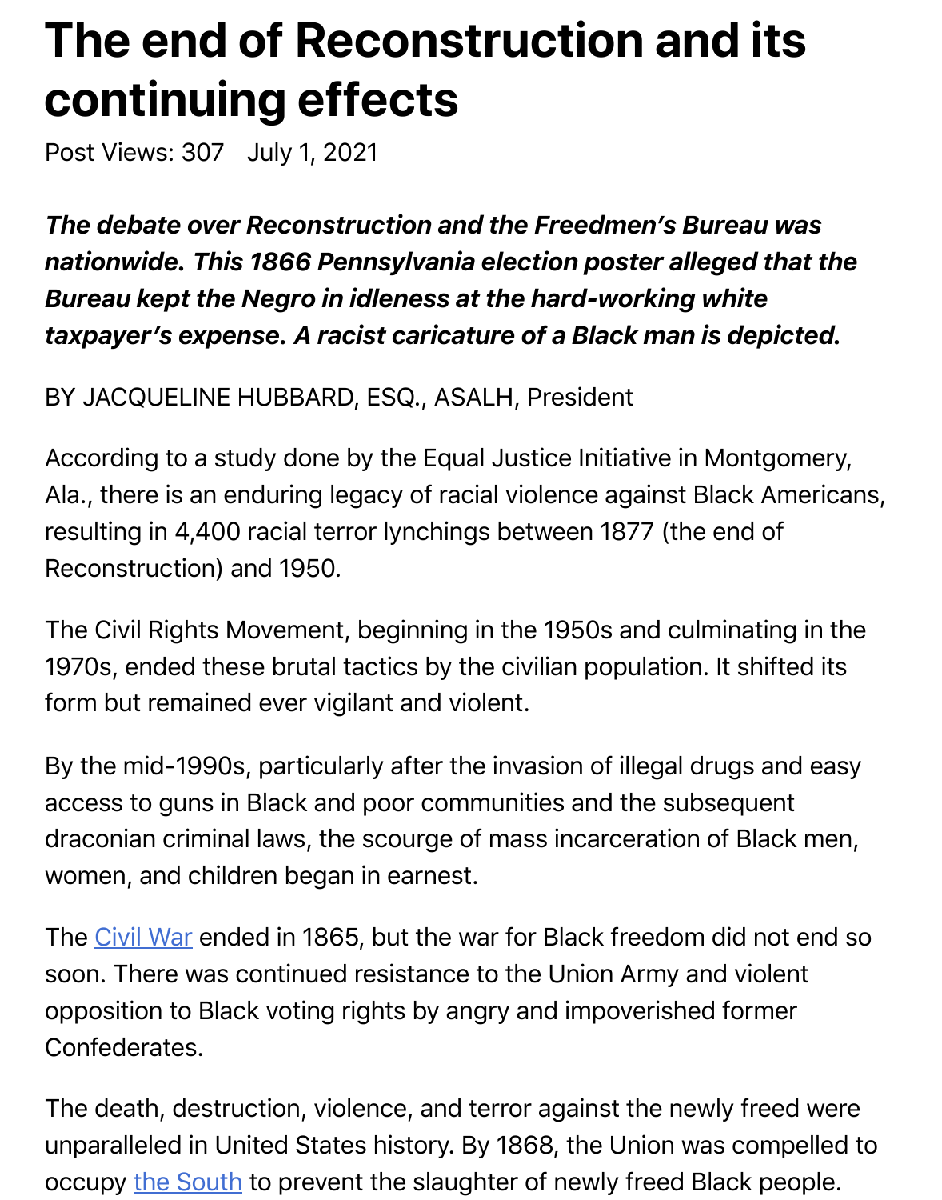# The end of Reconstruction and its continuing effects

Post Views: 307 July 1, 2021

***The debate over Reconstruction and the Freedmen's Bureau was nationwide. This 1866 Pennsylvania election poster alleged that the Bureau kept the Negro in idleness at the hard-working white taxpayer's expense. A racist caricature of a Black man is depicted.***

BY JACQUELINE HUBBARD, ESQ., ASALH, President

According to a study done by the Equal Justice Initiative in Montgomery, Ala., there is an enduring legacy of racial violence against Black Americans, resulting in 4,400 racial terror lynchings between 1877 (the end of Reconstruction) and 1950.

The Civil Rights Movement, beginning in the 1950s and culminating in the 1970s, ended these brutal tactics by the civilian population. It shifted its form but remained ever vigilant and violent.

By the mid-1990s, particularly after the invasion of illegal drugs and easy access to guns in Black and poor communities and the subsequent draconian criminal laws, the scourge of mass incarceration of Black men, women, and children began in earnest.

The Civil War ended in 1865, but the war for Black freedom did not end so soon. There was continued resistance to the Union Army and violent opposition to Black voting rights by angry and impoverished former Confederates.

The death, destruction, violence, and terror against the newly freed were unparalleled in United States history. By 1868, the Union was compelled to occupy the South to prevent the slaughter of newly freed Black people.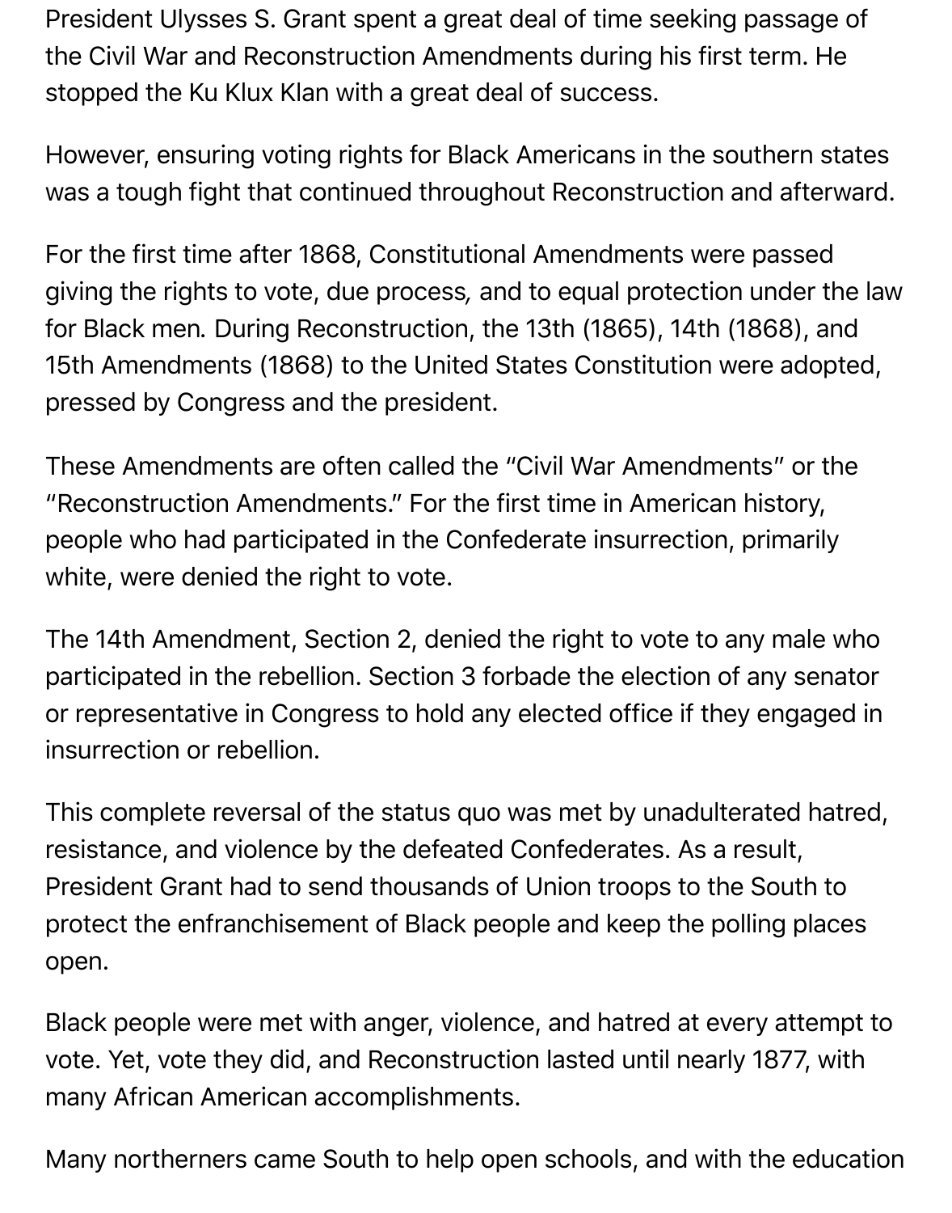President Ulysses S. Grant spent a great deal of time seeking passage of the Civil War and Reconstruction Amendments during his first term. He stopped the Ku Klux Klan with a great deal of success.

However, ensuring voting rights for Black Americans in the southern states was a tough fight that continued throughout Reconstruction and afterward.

For the first time after 1868, Constitutional Amendments were passed giving the rights to vote, due process, and to equal protection under the law for Black men. During Reconstruction, the 13th (1865), 14th (1868), and 15th Amendments (1868) to the United States Constitution were adopted, pressed by Congress and the president.

These Amendments are often called the "Civil War Amendments" or the "Reconstruction Amendments." For the first time in American history, people who had participated in the Confederate insurrection, primarily white, were denied the right to vote.

The 14th Amendment, Section 2, denied the right to vote to any male who participated in the rebellion. Section 3 forbade the election of any senator or representative in Congress to hold any elected office if they engaged in insurrection or rebellion.

This complete reversal of the status quo was met by unadulterated hatred, resistance, and violence by the defeated Confederates. As a result, President Grant had to send thousands of Union troops to the South to protect the enfranchisement of Black people and keep the polling places open.

Black people were met with anger, violence, and hatred at every attempt to vote. Yet, vote they did, and Reconstruction lasted until nearly 1877, with many African American accomplishments.

Many northerners came South to help open schools, and with the education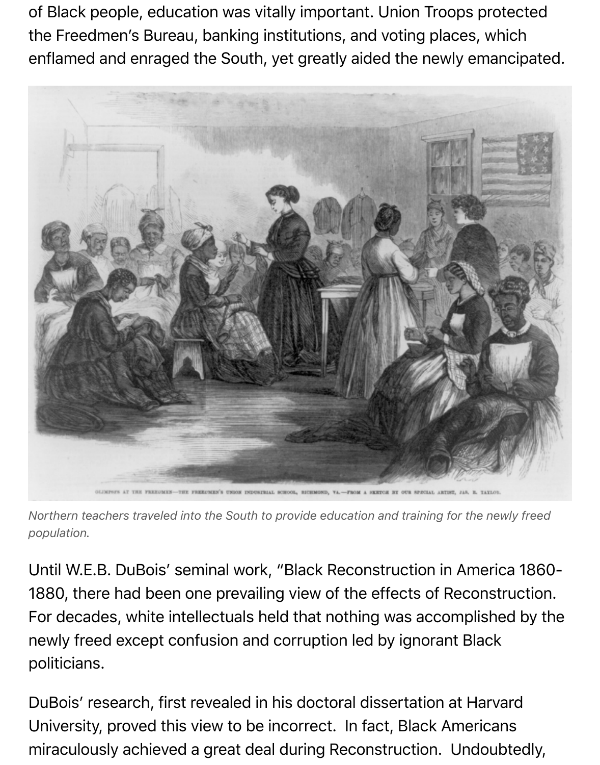of Black people, education was vitally important. Union Troops protected the Freedmen's Bureau, banking institutions, and voting places, which enflamed and enraged the South, yet greatly aided the newly emancipated.

*Northern teachers traveled into the South to provide education and training for the newly freed population.*

Until W.E.B. DuBois' seminal work, "Black Reconstruction in America 1860-1880, there had been one prevailing view of the effects of Reconstruction. For decades, white intellectuals held that nothing was accomplished by the newly freed except confusion and corruption led by ignorant Black politicians.

DuBois' research, first revealed in his doctoral dissertation at Harvard University, proved this view to be incorrect. In fact, Black Americans miraculously achieved a great deal during Reconstruction. Undoubtedly,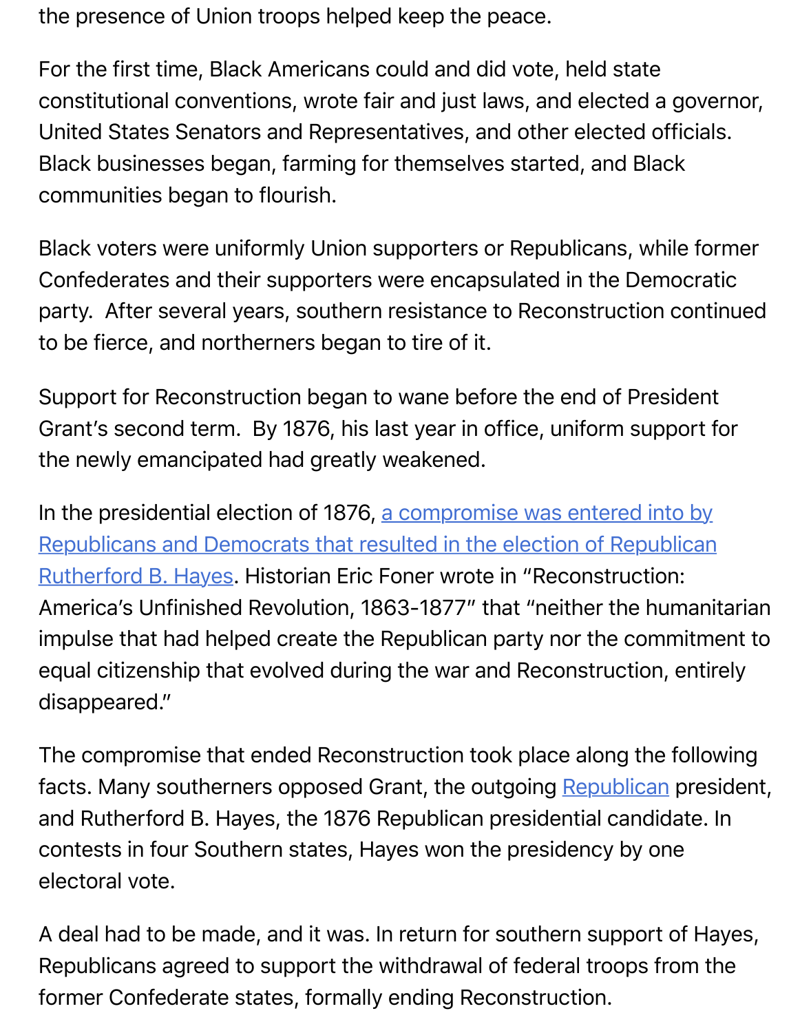the presence of Union troops helped keep the peace.

For the first time, Black Americans could and did vote, held state constitutional conventions, wrote fair and just laws, and elected a governor, United States Senators and Representatives, and other elected officials. Black businesses began, farming for themselves started, and Black communities began to flourish.

Black voters were uniformly Union supporters or Republicans, while former Confederates and their supporters were encapsulated in the Democratic party.  After several years, southern resistance to Reconstruction continued to be fierce, and northerners began to tire of it.

Support for Reconstruction began to wane before the end of President Grant's second term.  By 1876, his last year in office, uniform support for the newly emancipated had greatly weakened.

In the presidential election of 1876, a compromise was entered into by Republicans and Democrats that resulted in the election of Republican Rutherford B. Hayes. Historian Eric Foner wrote in "Reconstruction: America's Unfinished Revolution, 1863-1877" that "neither the humanitarian impulse that had helped create the Republican party nor the commitment to equal citizenship that evolved during the war and Reconstruction, entirely disappeared."

The compromise that ended Reconstruction took place along the following facts. Many southerners opposed Grant, the outgoing Republican president, and Rutherford B. Hayes, the 1876 Republican presidential candidate. In contests in four Southern states, Hayes won the presidency by one electoral vote.

A deal had to be made, and it was. In return for southern support of Hayes, Republicans agreed to support the withdrawal of federal troops from the former Confederate states, formally ending Reconstruction.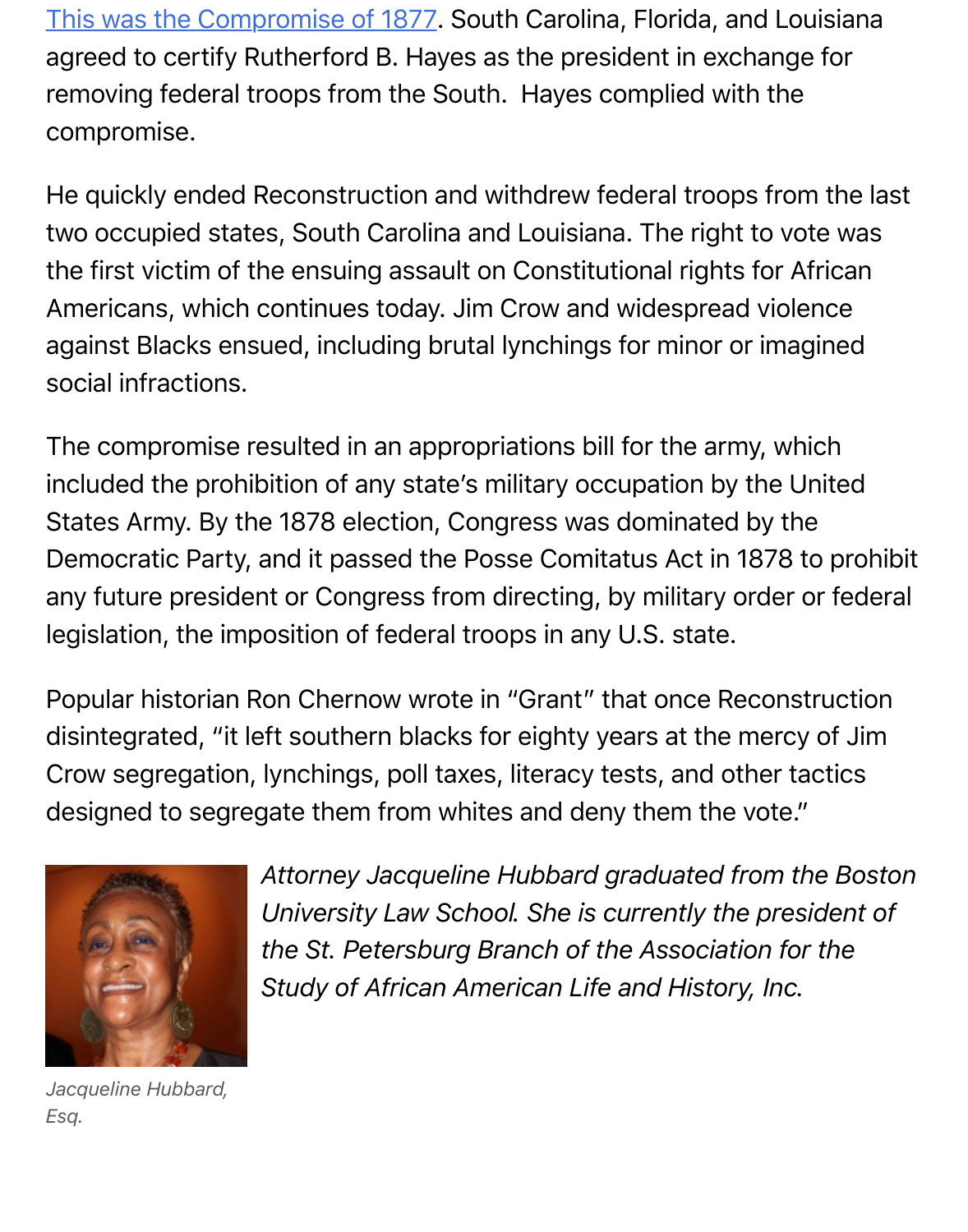This was the Compromise of 1877. South Carolina, Florida, and Louisiana agreed to certify Rutherford B. Hayes as the president in exchange for removing federal troops from the South. Hayes complied with the compromise.

He quickly ended Reconstruction and withdrew federal troops from the last two occupied states, South Carolina and Louisiana. The right to vote was the first victim of the ensuing assault on Constitutional rights for African Americans, which continues today. Jim Crow and widespread violence against Blacks ensued, including brutal lynchings for minor or imagined social infractions.

The compromise resulted in an appropriations bill for the army, which included the prohibition of any state's military occupation by the United States Army. By the 1878 election, Congress was dominated by the Democratic Party, and it passed the Posse Comitatus Act in 1878 to prohibit any future president or Congress from directing, by military order or federal legislation, the imposition of federal troops in any U.S. state.

Popular historian Ron Chernow wrote in "Grant" that once Reconstruction disintegrated, "it left southern blacks for eighty years at the mercy of Jim Crow segregation, lynchings, poll taxes, literacy tests, and other tactics designed to segregate them from whites and deny them the vote."

*Attorney Jacqueline Hubbard graduated from the Boston University Law School. She is currently the president of the St. Petersburg Branch of the Association for the Study of African American Life and History, Inc.*

*Jacqueline Hubbard, Esq.*